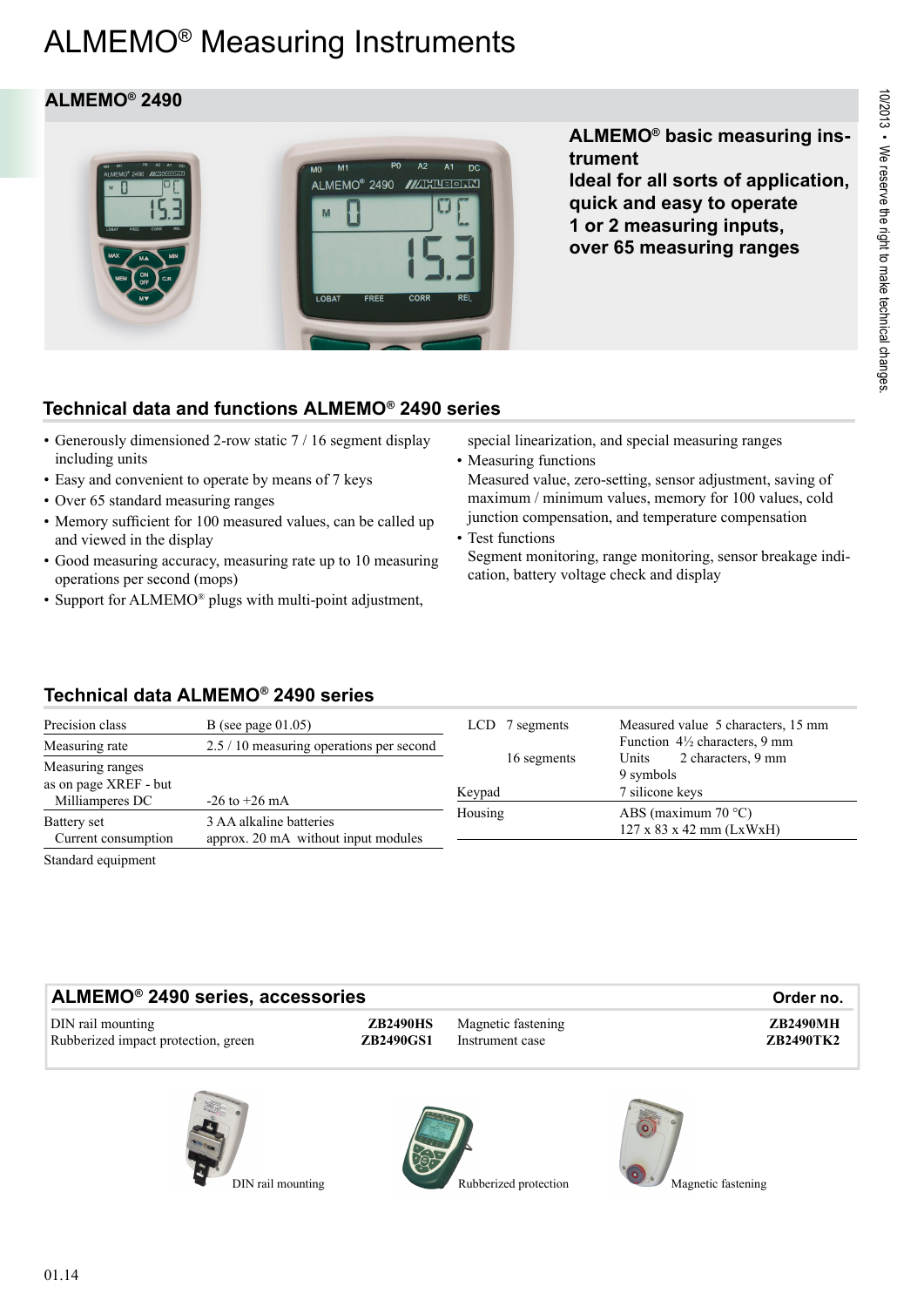# ALMEMO® Measuring Instruments

## ALMEMO® 2490

**ALMEMO® basic measuring instrument**
**Ideal for all sorts of application, quick and easy to operate**
**1 or 2 measuring inputs, over 65 measuring ranges**

### Technical data and functions ALMEMO® 2490 series

- Generously dimensioned 2-row static 7 / 16 segment display including units
- Easy and convenient to operate by means of 7 keys
- Over 65 standard measuring ranges
- Memory sufficient for 100 measured values, can be called up and viewed in the display
- Good measuring accuracy, measuring rate up to 10 measuring operations per second (mops)
- Support for ALMEMO® plugs with multi-point adjustment, special linearization, and special measuring ranges
- Measuring functions
  Measured value, zero-setting, sensor adjustment, saving of maximum / minimum values, memory for 100 values, cold junction compensation, and temperature compensation
- Test functions
  Segment monitoring, range monitoring, sensor breakage indication, battery voltage check and display

### Technical data ALMEMO® 2490 series

| | |
|---|---|
| Precision class | B (see page 01.05) |
| Measuring rate | 2.5 / 10 measuring operations per second |
| Measuring ranges as on page XREF - but Milliamperes DC | -26 to +26 mA |
| Battery set | 3 AA alkaline batteries |
| Current consumption | approx. 20 mA without input modules |
| Standard equipment | |

| | |
|---|---|
| LCD 7 segments | Measured value 5 characters, 15 mm<br>Function 4½ characters, 9 mm |
| 16 segments | Units 2 characters, 9 mm<br>9 symbols |
| Keypad | 7 silicone keys |
| Housing | ABS (maximum 70 °C)<br>127 x 83 x 42 mm (LxWxH) |

### ALMEMO® 2490 series, accessories

| | Order no. |
|---|---|
| DIN rail mounting | **ZB2490HS** |
| Rubberized impact protection, green | **ZB2490GS1** |
| Magnetic fastening | **ZB2490MH** |
| Instrument case | **ZB2490TK2** |

DIN rail mounting

Rubberized protection

Magnetic fastening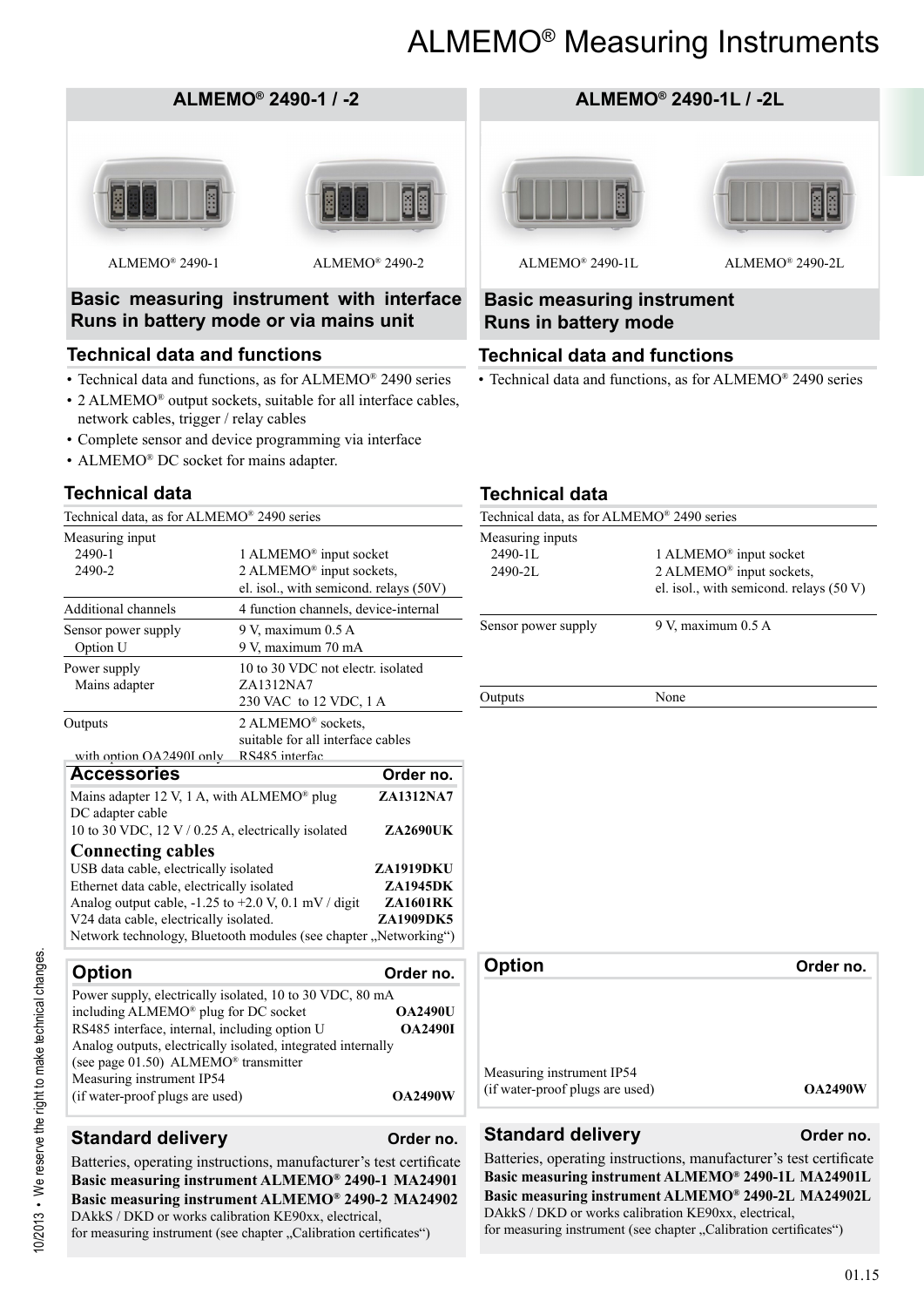# ALMEMO® Measuring Instruments

## ALMEMO® 2490-1 / -2

ALMEMO® 2490-1　　ALMEMO® 2490-2

**Basic measuring instrument with interface**
**Runs in battery mode or via mains unit**

### Technical data and functions

- Technical data and functions, as for ALMEMO® 2490 series
- 2 ALMEMO® output sockets, suitable for all interface cables, network cables, trigger / relay cables
- Complete sensor and device programming via interface
- ALMEMO® DC socket for mains adapter.

### Technical data

| | |
|---|---|
| Technical data, as for ALMEMO® 2490 series | |
| Measuring input | |
| 2490-1 | 1 ALMEMO® input socket |
| 2490-2 | 2 ALMEMO® input sockets, el. isol., with semicond. relays (50V) |
| Additional channels | 4 function channels, device-internal |
| Sensor power supply | 9 V, maximum 0.5 A |
| Option U | 9 V, maximum 70 mA |
| Power supply | 10 to 30 VDC not electr. isolated |
| Mains adapter | ZA1312NA7 230 VAC to 12 VDC, 1 A |
| Outputs | 2 ALMEMO® sockets, suitable for all interface cables |
| with option OA2490I only | RS485 interfac |

### Accessories

| Accessories | Order no. |
|---|---|
| Mains adapter 12 V, 1 A, with ALMEMO® plug | **ZA1312NA7** |
| DC adapter cable 10 to 30 VDC, 12 V / 0.25 A, electrically isolated | **ZA2690UK** |

### Connecting cables

| | |
|---|---|
| USB data cable, electrically isolated | **ZA1919DKU** |
| Ethernet data cable, electrically isolated | **ZA1945DK** |
| Analog output cable, -1.25 to +2.0 V, 0.1 mV / digit | **ZA1601RK** |
| V24 data cable, electrically isolated. | **ZA1909DK5** |
| Network technology, Bluetooth modules (see chapter „Networking“) | |

### Option

| Option | Order no. |
|---|---|
| Power supply, electrically isolated, 10 to 30 VDC, 80 mA including ALMEMO® plug for DC socket | **OA2490U** |
| RS485 interface, internal, including option U | **OA2490I** |
| Analog outputs, electrically isolated, integrated internally (see page 01.50) ALMEMO® transmitter | |
| Measuring instrument IP54 (if water-proof plugs are used) | **OA2490W** |

### Standard delivery

| Standard delivery | Order no. |
|---|---|
| Batteries, operating instructions, manufacturer's test certificate | |
| **Basic measuring instrument ALMEMO® 2490-1** | **MA24901** |
| **Basic measuring instrument ALMEMO® 2490-2** | **MA24902** |
| DAkkS / DKD or works calibration KE90xx, electrical, for measuring instrument (see chapter „Calibration certificates“) | |

## ALMEMO® 2490-1L / -2L

ALMEMO® 2490-1L　　ALMEMO® 2490-2L

**Basic measuring instrument**
**Runs in battery mode**

### Technical data and functions

- Technical data and functions, as for ALMEMO® 2490 series

### Technical data

| | |
|---|---|
| Technical data, as for ALMEMO® 2490 series | |
| Measuring inputs | |
| 2490-1L | 1 ALMEMO® input socket |
| 2490-2L | 2 ALMEMO® input sockets, el. isol., with semicond. relays (50 V) |
| Sensor power supply | 9 V, maximum 0.5 A |
| Outputs | None |

### Option

| Option | Order no. |
|---|---|
| Measuring instrument IP54 (if water-proof plugs are used) | **OA2490W** |

### Standard delivery

| Standard delivery | Order no. |
|---|---|
| Batteries, operating instructions, manufacturer's test certificate | |
| **Basic measuring instrument ALMEMO® 2490-1L** | **MA24901L** |
| **Basic measuring instrument ALMEMO® 2490-2L** | **MA24902L** |
| DAkkS / DKD or works calibration KE90xx, electrical, for measuring instrument (see chapter „Calibration certificates“) | |

10/2013 • We reserve the right to make technical changes.